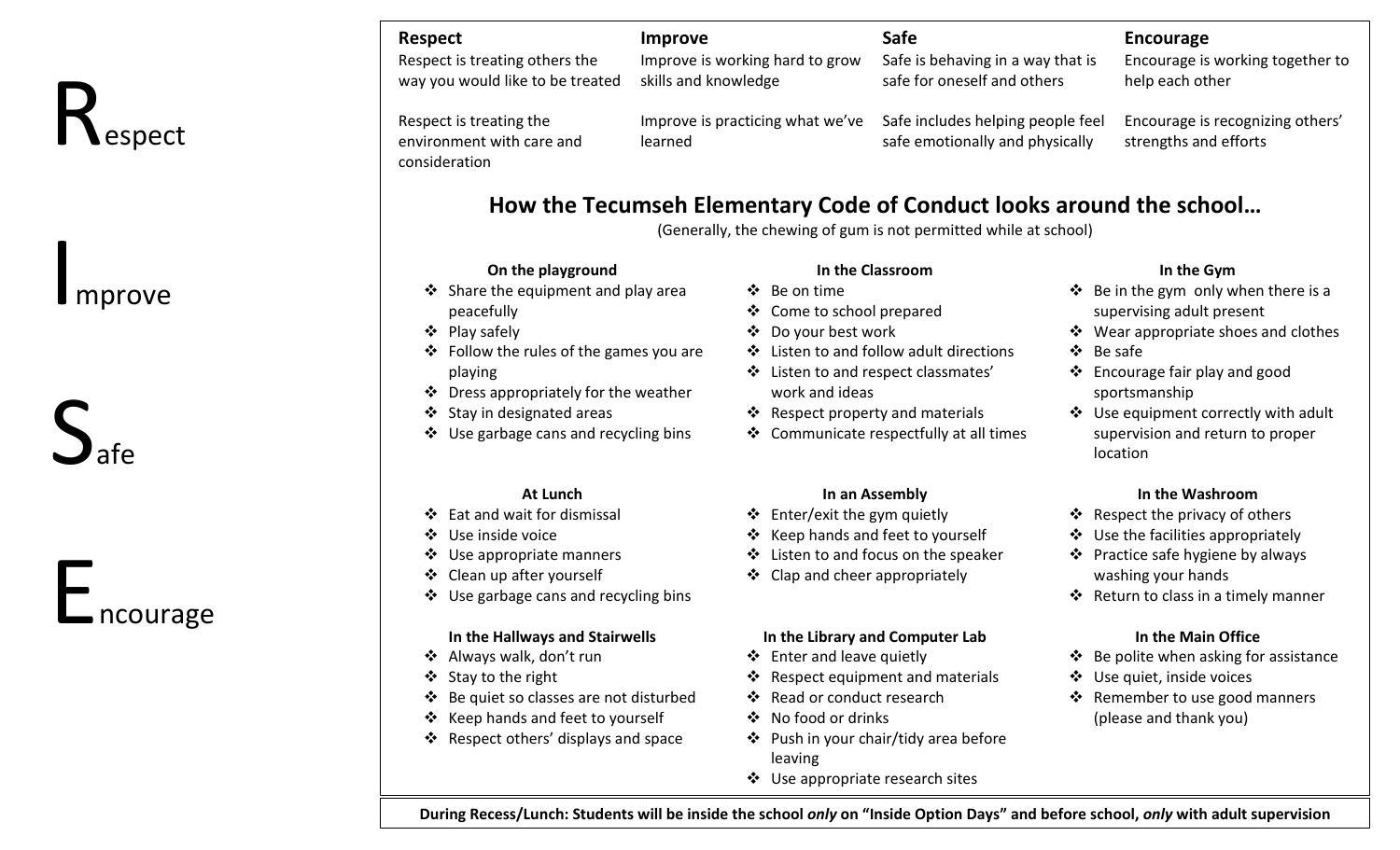# R**espect**

# I**mprove**

# S**afe**

# E**ncourage**

| Respect | Improve | Safe | Encourage |
|---|---|---|---|
| Respect is treating others the way you would like to be treated | Improve is working hard to grow skills and knowledge | Safe is behaving in a way that is safe for oneself and others | Encourage is working together to help each other |
| Respect is treating the environment with care and consideration | Improve is practicing what we've learned | Safe includes helping people feel safe emotionally and physically | Encourage is recognizing others' strengths and efforts |

## How the Tecumseh Elementary Code of Conduct looks around the school…

(Generally, the chewing of gum is not permitted while at school)

**On the playground**

- Share the equipment and play area peacefully
- Play safely
- Follow the rules of the games you are playing
- Dress appropriately for the weather
- Stay in designated areas
- Use garbage cans and recycling bins

**In the Classroom**

- Be on time
- Come to school prepared
- Do your best work
- Listen to and follow adult directions
- Listen to and respect classmates' work and ideas
- Respect property and materials
- Communicate respectfully at all times

**In the Gym**

- Be in the gym only when there is a supervising adult present
- Wear appropriate shoes and clothes
- Be safe
- Encourage fair play and good sportsmanship
- Use equipment correctly with adult supervision and return to proper location

**At Lunch**

- Eat and wait for dismissal
- Use inside voice
- Use appropriate manners
- Clean up after yourself
- Use garbage cans and recycling bins

**In an Assembly**

- Enter/exit the gym quietly
- Keep hands and feet to yourself
- Listen to and focus on the speaker
- Clap and cheer appropriately

**In the Washroom**

- Respect the privacy of others
- Use the facilities appropriately
- Practice safe hygiene by always washing your hands
- Return to class in a timely manner

**In the Hallways and Stairwells**

- Always walk, don't run
- Stay to the right
- Be quiet so classes are not disturbed
- Keep hands and feet to yourself
- Respect others' displays and space

**In the Library and Computer Lab**

- Enter and leave quietly
- Respect equipment and materials
- Read or conduct research
- No food or drinks
- Push in your chair/tidy area before leaving
- Use appropriate research sites

**In the Main Office**

- Be polite when asking for assistance
- Use quiet, inside voices
- Remember to use good manners (please and thank you)

**During Recess/Lunch: Students will be inside the school *only* on "Inside Option Days" and before school, *only* with adult supervision**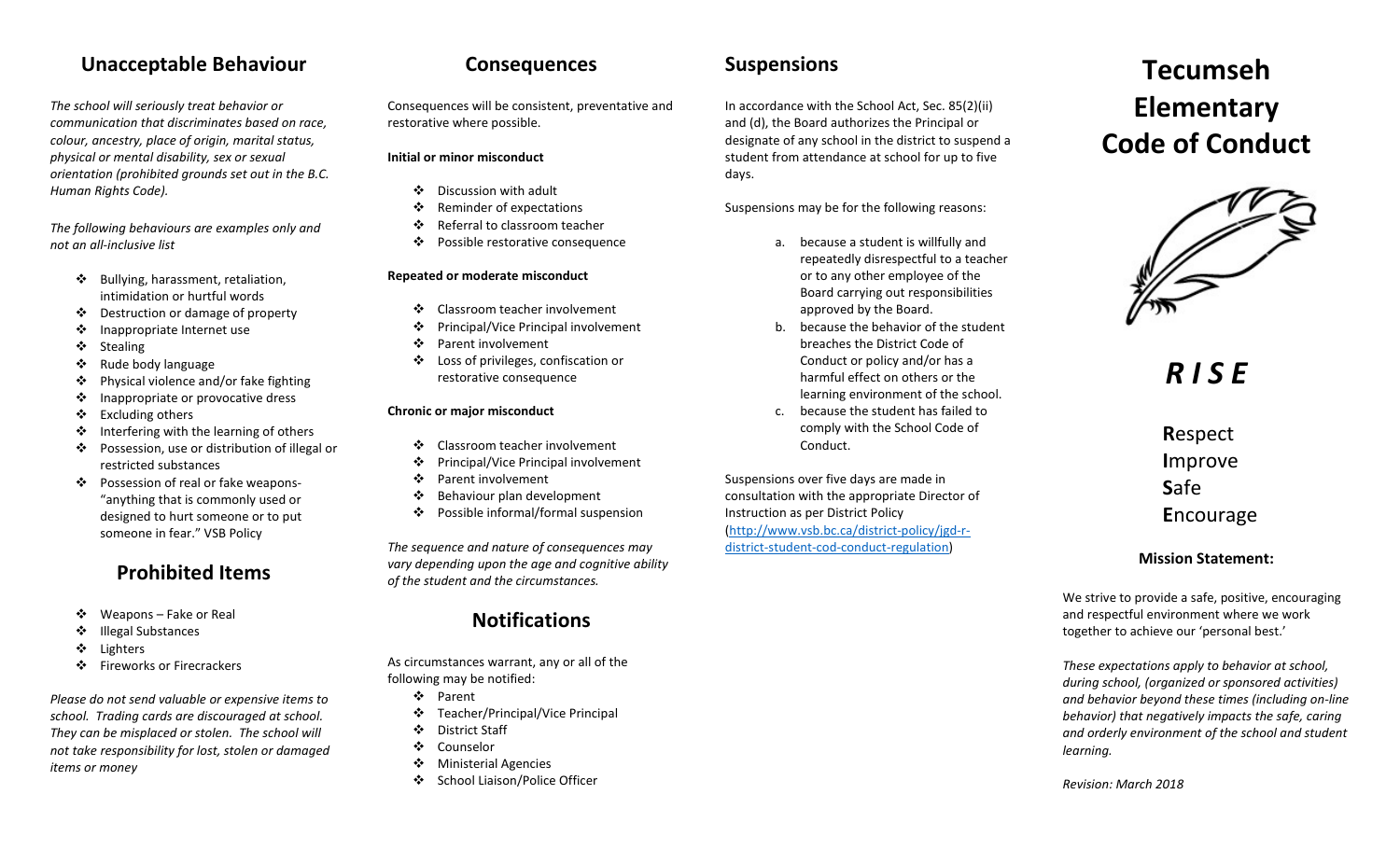## Unacceptable Behaviour

*The school will seriously treat behavior or communication that discriminates based on race, colour, ancestry, place of origin, marital status, physical or mental disability, sex or sexual orientation (prohibited grounds set out in the B.C. Human Rights Code).*

*The following behaviours are examples only and not an all-inclusive list*

- Bullying, harassment, retaliation, intimidation or hurtful words
- Destruction or damage of property
- Inappropriate Internet use
- Stealing
- Rude body language
- Physical violence and/or fake fighting
- Inappropriate or provocative dress
- Excluding others
- Interfering with the learning of others
- Possession, use or distribution of illegal or restricted substances
- Possession of real or fake weapons- “anything that is commonly used or designed to hurt someone or to put someone in fear.” VSB Policy

## Prohibited Items

- Weapons – Fake or Real
- Illegal Substances
- Lighters
- Fireworks or Firecrackers

*Please do not send valuable or expensive items to school. Trading cards are discouraged at school. They can be misplaced or stolen. The school will not take responsibility for lost, stolen or damaged items or money*

## Consequences

Consequences will be consistent, preventative and restorative where possible.

**Initial or minor misconduct**

- Discussion with adult
- Reminder of expectations
- Referral to classroom teacher
- Possible restorative consequence

**Repeated or moderate misconduct**

- Classroom teacher involvement
- Principal/Vice Principal involvement
- Parent involvement
- Loss of privileges, confiscation or restorative consequence

**Chronic or major misconduct**

- Classroom teacher involvement
- Principal/Vice Principal involvement
- Parent involvement
- Behaviour plan development
- Possible informal/formal suspension

*The sequence and nature of consequences may vary depending upon the age and cognitive ability of the student and the circumstances.*

## Notifications

As circumstances warrant, any or all of the following may be notified:

- Parent
- Teacher/Principal/Vice Principal
- District Staff
- Counselor
- Ministerial Agencies
- School Liaison/Police Officer

## Suspensions

In accordance with the School Act, Sec. 85(2)(ii) and (d), the Board authorizes the Principal or designate of any school in the district to suspend a student from attendance at school for up to five days.

Suspensions may be for the following reasons:

a. because a student is willfully and repeatedly disrespectful to a teacher or to any other employee of the Board carrying out responsibilities approved by the Board.
b. because the behavior of the student breaches the District Code of Conduct or policy and/or has a harmful effect on others or the learning environment of the school.
c. because the student has failed to comply with the School Code of Conduct.

Suspensions over five days are made in consultation with the appropriate Director of Instruction as per District Policy (http://www.vsb.bc.ca/district-policy/jgd-r-district-student-cod-conduct-regulation)

# Tecumseh Elementary Code of Conduct

***R I S E***

**R**espect
**I**mprove
**S**afe
**E**ncourage

**Mission Statement:**

We strive to provide a safe, positive, encouraging and respectful environment where we work together to achieve our ‘personal best.’

*These expectations apply to behavior at school, during school, (organized or sponsored activities) and behavior beyond these times (including on-line behavior) that negatively impacts the safe, caring and orderly environment of the school and student learning.*

*Revision: March 2018*